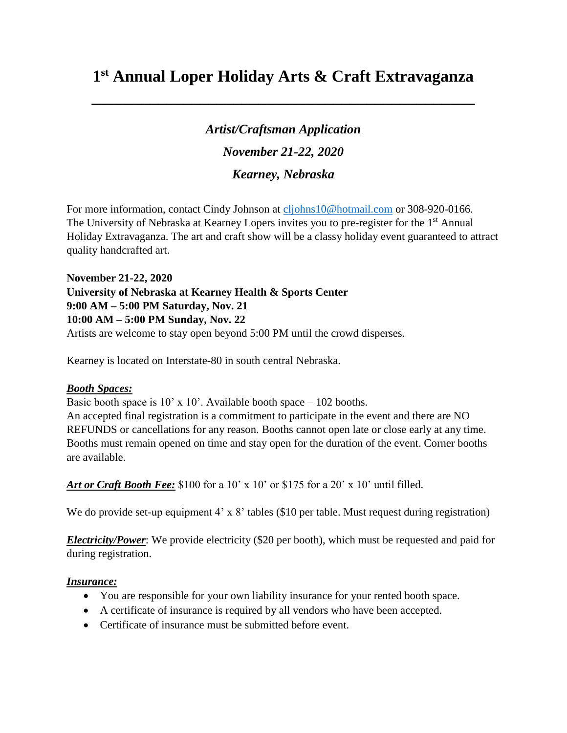# 1st Annual Loper Holiday Arts & Craft Extravaganza

---

***Artist/Craftsman Application***

***November 21-22, 2020***

***Kearney, Nebraska***

For more information, contact Cindy Johnson at cljohns10@hotmail.com or 308-920-0166. The University of Nebraska at Kearney Lopers invites you to pre-register for the 1st Annual Holiday Extravaganza. The art and craft show will be a classy holiday event guaranteed to attract quality handcrafted art.

**November 21-22, 2020**
**University of Nebraska at Kearney Health & Sports Center**
**9:00 AM – 5:00 PM Saturday, Nov. 21**
**10:00 AM – 5:00 PM Sunday, Nov. 22**
Artists are welcome to stay open beyond 5:00 PM until the crowd disperses.

Kearney is located on Interstate-80 in south central Nebraska.

***Booth Spaces:***
Basic booth space is 10' x 10'. Available booth space – 102 booths.
An accepted final registration is a commitment to participate in the event and there are NO REFUNDS or cancellations for any reason. Booths cannot open late or close early at any time. Booths must remain opened on time and stay open for the duration of the event. Corner booths are available.

***Art or Craft Booth Fee:*** $100 for a 10' x 10' or $175 for a 20' x 10' until filled.

We do provide set-up equipment 4' x 8' tables ($10 per table. Must request during registration)

***Electricity/Power***: We provide electricity ($20 per booth), which must be requested and paid for during registration.

***Insurance:***

- You are responsible for your own liability insurance for your rented booth space.
- A certificate of insurance is required by all vendors who have been accepted.
- Certificate of insurance must be submitted before event.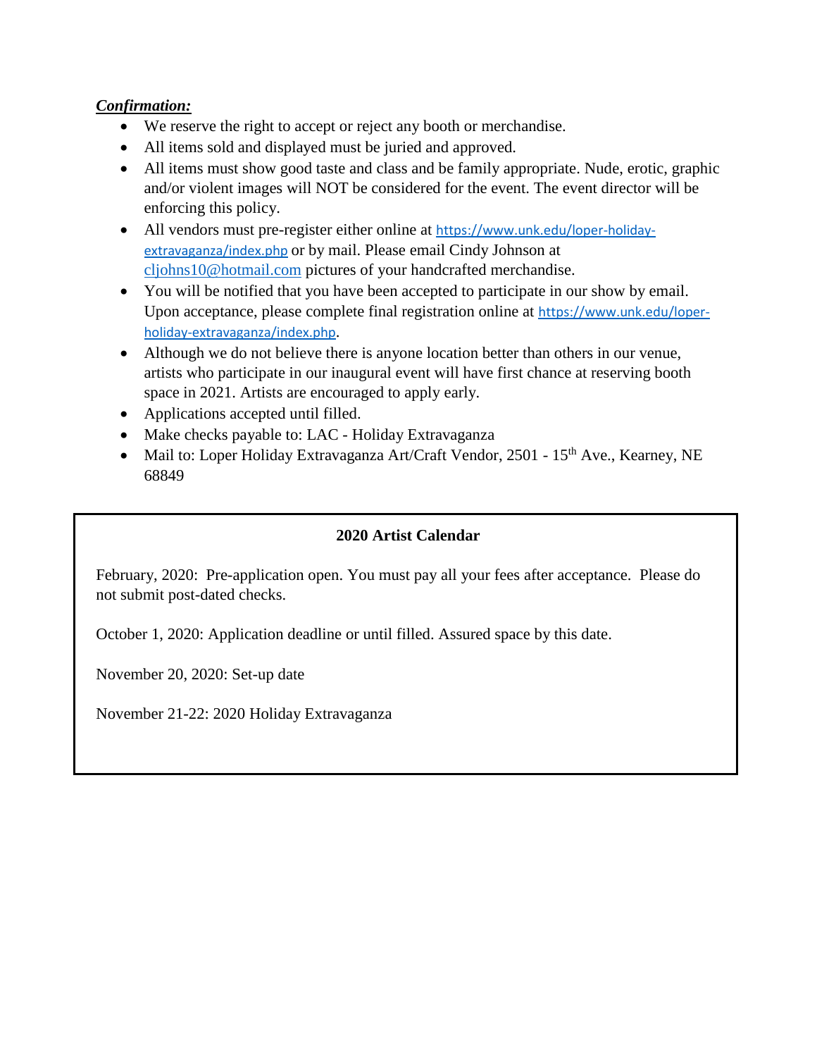***Confirmation:***

- We reserve the right to accept or reject any booth or merchandise.
- All items sold and displayed must be juried and approved.
- All items must show good taste and class and be family appropriate. Nude, erotic, graphic and/or violent images will NOT be considered for the event. The event director will be enforcing this policy.
- All vendors must pre-register either online at https://www.unk.edu/loper-holiday-extravaganza/index.php or by mail. Please email Cindy Johnson at cljohns10@hotmail.com pictures of your handcrafted merchandise.
- You will be notified that you have been accepted to participate in our show by email. Upon acceptance, please complete final registration online at https://www.unk.edu/loper-holiday-extravaganza/index.php.
- Although we do not believe there is anyone location better than others in our venue, artists who participate in our inaugural event will have first chance at reserving booth space in 2021. Artists are encouraged to apply early.
- Applications accepted until filled.
- Make checks payable to: LAC - Holiday Extravaganza
- Mail to: Loper Holiday Extravaganza Art/Craft Vendor, 2501 - 15th Ave., Kearney, NE 68849

**2020 Artist Calendar**

February, 2020: Pre-application open. You must pay all your fees after acceptance. Please do not submit post-dated checks.

October 1, 2020: Application deadline or until filled. Assured space by this date.

November 20, 2020: Set-up date

November 21-22: 2020 Holiday Extravaganza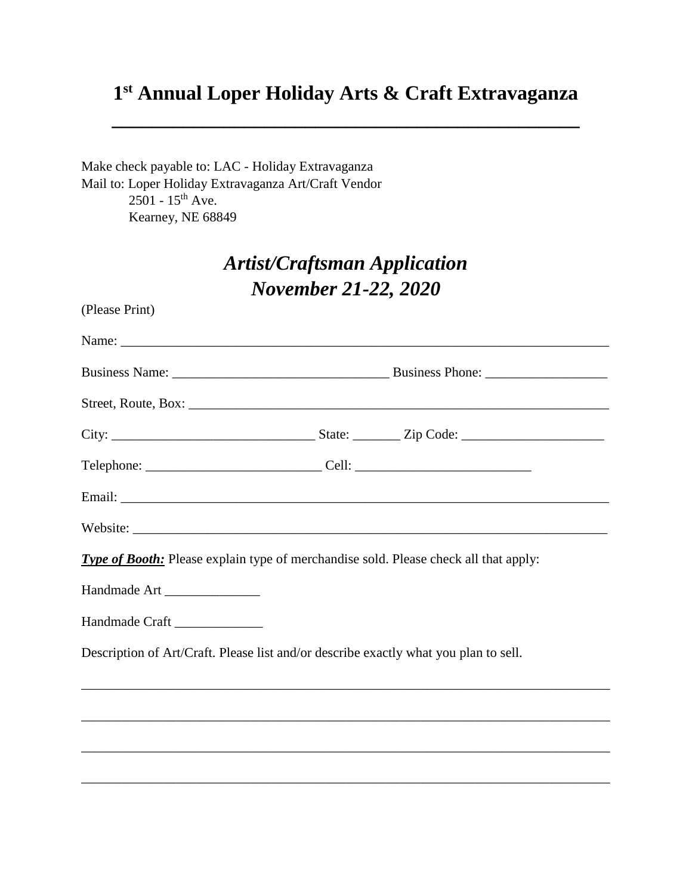# 1st Annual Loper Holiday Arts & Craft Extravaganza

Make check payable to: LAC - Holiday Extravaganza
Mail to: Loper Holiday Extravaganza Art/Craft Vendor
2501 - 15th Ave.
Kearney, NE 68849

## *Artist/Craftsman Application*
## *November 21-22, 2020*

(Please Print)

Name: ___________________________________________________________________________

Business Name: _______________________________ Business Phone: _________________

Street, Route, Box: _______________________________________________________________

City: _____________________________ State: _______ Zip Code: ____________________

Telephone: _________________________ Cell: _________________________

Email: ___________________________________________________________________________

Website: _________________________________________________________________________

***Type of Booth:*** Please explain type of merchandise sold. Please check all that apply:

Handmade Art ______________

Handmade Craft _____________

Description of Art/Craft. Please list and/or describe exactly what you plan to sell.

_________________________________________________________________________________

_________________________________________________________________________________

_________________________________________________________________________________

_________________________________________________________________________________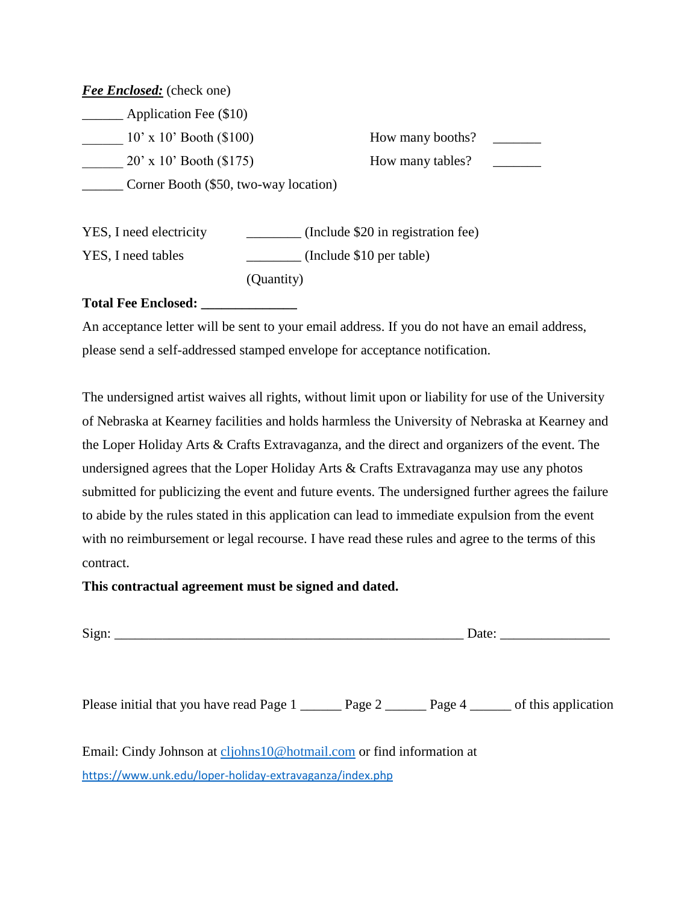***Fee Enclosed:*** (check one)

______ Application Fee ($10)

______ 10' x 10' Booth ($100)  How many booths? _______

______ 20' x 10' Booth ($175)  How many tables? _______

______ Corner Booth ($50, two-way location)

YES, I need electricity ________ (Include $20 in registration fee)

YES, I need tables ________ (Include $10 per table)

(Quantity)

**Total Fee Enclosed: ______________**

An acceptance letter will be sent to your email address. If you do not have an email address, please send a self-addressed stamped envelope for acceptance notification.

The undersigned artist waives all rights, without limit upon or liability for use of the University of Nebraska at Kearney facilities and holds harmless the University of Nebraska at Kearney and the Loper Holiday Arts & Crafts Extravaganza, and the direct and organizers of the event. The undersigned agrees that the Loper Holiday Arts & Crafts Extravaganza may use any photos submitted for publicizing the event and future events. The undersigned further agrees the failure to abide by the rules stated in this application can lead to immediate expulsion from the event with no reimbursement or legal recourse. I have read these rules and agree to the terms of this contract.

**This contractual agreement must be signed and dated.**

Sign: ____________________________________________________ Date: ________________

Please initial that you have read Page 1 ______ Page 2 ______ Page 4 ______ of this application

Email: Cindy Johnson at cljohns10@hotmail.com or find information at https://www.unk.edu/loper-holiday-extravaganza/index.php